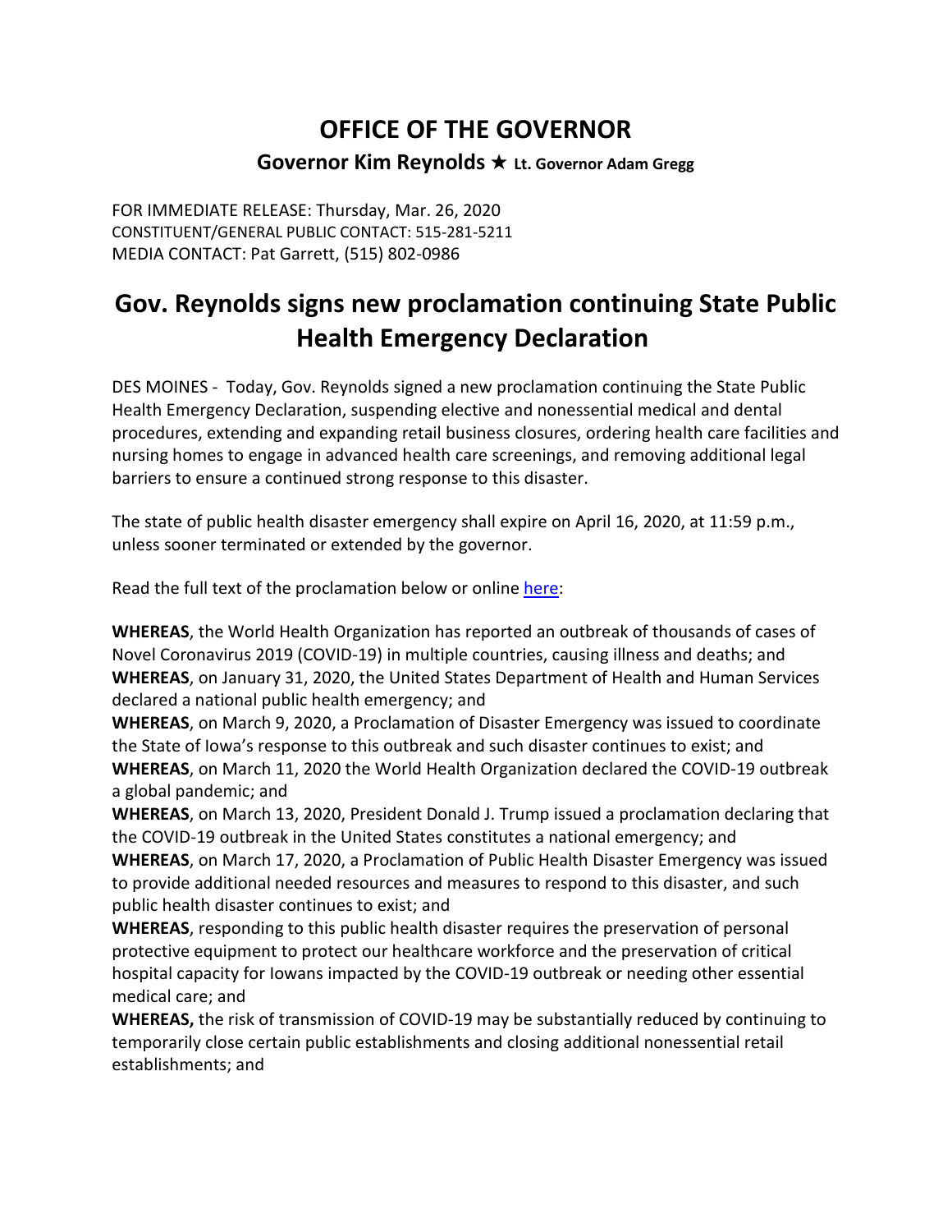# OFFICE OF THE GOVERNOR

**Governor Kim Reynolds ★ Lt. Governor Adam Gregg**

FOR IMMEDIATE RELEASE: Thursday, Mar. 26, 2020
CONSTITUENT/GENERAL PUBLIC CONTACT: 515-281-5211
MEDIA CONTACT: Pat Garrett, (515) 802-0986

## Gov. Reynolds signs new proclamation continuing State Public Health Emergency Declaration

DES MOINES - Today, Gov. Reynolds signed a new proclamation continuing the State Public Health Emergency Declaration, suspending elective and nonessential medical and dental procedures, extending and expanding retail business closures, ordering health care facilities and nursing homes to engage in advanced health care screenings, and removing additional legal barriers to ensure a continued strong response to this disaster.

The state of public health disaster emergency shall expire on April 16, 2020, at 11:59 p.m., unless sooner terminated or extended by the governor.

Read the full text of the proclamation below or online here:

**WHEREAS**, the World Health Organization has reported an outbreak of thousands of cases of Novel Coronavirus 2019 (COVID-19) in multiple countries, causing illness and deaths; and
**WHEREAS**, on January 31, 2020, the United States Department of Health and Human Services declared a national public health emergency; and
**WHEREAS**, on March 9, 2020, a Proclamation of Disaster Emergency was issued to coordinate the State of Iowa's response to this outbreak and such disaster continues to exist; and
**WHEREAS**, on March 11, 2020 the World Health Organization declared the COVID-19 outbreak a global pandemic; and
**WHEREAS**, on March 13, 2020, President Donald J. Trump issued a proclamation declaring that the COVID-19 outbreak in the United States constitutes a national emergency; and
**WHEREAS**, on March 17, 2020, a Proclamation of Public Health Disaster Emergency was issued to provide additional needed resources and measures to respond to this disaster, and such public health disaster continues to exist; and
**WHEREAS**, responding to this public health disaster requires the preservation of personal protective equipment to protect our healthcare workforce and the preservation of critical hospital capacity for Iowans impacted by the COVID-19 outbreak or needing other essential medical care; and
**WHEREAS,** the risk of transmission of COVID-19 may be substantially reduced by continuing to temporarily close certain public establishments and closing additional nonessential retail establishments; and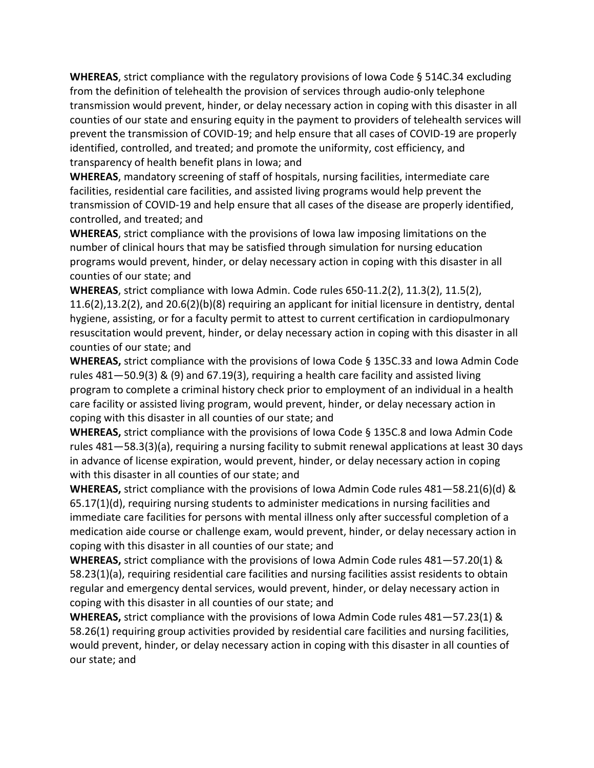**WHEREAS**, strict compliance with the regulatory provisions of Iowa Code § 514C.34 excluding from the definition of telehealth the provision of services through audio-only telephone transmission would prevent, hinder, or delay necessary action in coping with this disaster in all counties of our state and ensuring equity in the payment to providers of telehealth services will prevent the transmission of COVID-19; and help ensure that all cases of COVID-19 are properly identified, controlled, and treated; and promote the uniformity, cost efficiency, and transparency of health benefit plans in Iowa; and

**WHEREAS**, mandatory screening of staff of hospitals, nursing facilities, intermediate care facilities, residential care facilities, and assisted living programs would help prevent the transmission of COVID-19 and help ensure that all cases of the disease are properly identified, controlled, and treated; and

**WHEREAS**, strict compliance with the provisions of Iowa law imposing limitations on the number of clinical hours that may be satisfied through simulation for nursing education programs would prevent, hinder, or delay necessary action in coping with this disaster in all counties of our state; and

**WHEREAS**, strict compliance with Iowa Admin. Code rules 650-11.2(2), 11.3(2), 11.5(2), 11.6(2),13.2(2), and 20.6(2)(b)(8) requiring an applicant for initial licensure in dentistry, dental hygiene, assisting, or for a faculty permit to attest to current certification in cardiopulmonary resuscitation would prevent, hinder, or delay necessary action in coping with this disaster in all counties of our state; and

**WHEREAS,** strict compliance with the provisions of Iowa Code § 135C.33 and Iowa Admin Code rules 481—50.9(3) & (9) and 67.19(3), requiring a health care facility and assisted living program to complete a criminal history check prior to employment of an individual in a health care facility or assisted living program, would prevent, hinder, or delay necessary action in coping with this disaster in all counties of our state; and

**WHEREAS,** strict compliance with the provisions of Iowa Code § 135C.8 and Iowa Admin Code rules 481—58.3(3)(a), requiring a nursing facility to submit renewal applications at least 30 days in advance of license expiration, would prevent, hinder, or delay necessary action in coping with this disaster in all counties of our state; and

**WHEREAS,** strict compliance with the provisions of Iowa Admin Code rules 481—58.21(6)(d) & 65.17(1)(d), requiring nursing students to administer medications in nursing facilities and immediate care facilities for persons with mental illness only after successful completion of a medication aide course or challenge exam, would prevent, hinder, or delay necessary action in coping with this disaster in all counties of our state; and

**WHEREAS,** strict compliance with the provisions of Iowa Admin Code rules 481—57.20(1) & 58.23(1)(a), requiring residential care facilities and nursing facilities assist residents to obtain regular and emergency dental services, would prevent, hinder, or delay necessary action in coping with this disaster in all counties of our state; and

**WHEREAS,** strict compliance with the provisions of Iowa Admin Code rules 481—57.23(1) & 58.26(1) requiring group activities provided by residential care facilities and nursing facilities, would prevent, hinder, or delay necessary action in coping with this disaster in all counties of our state; and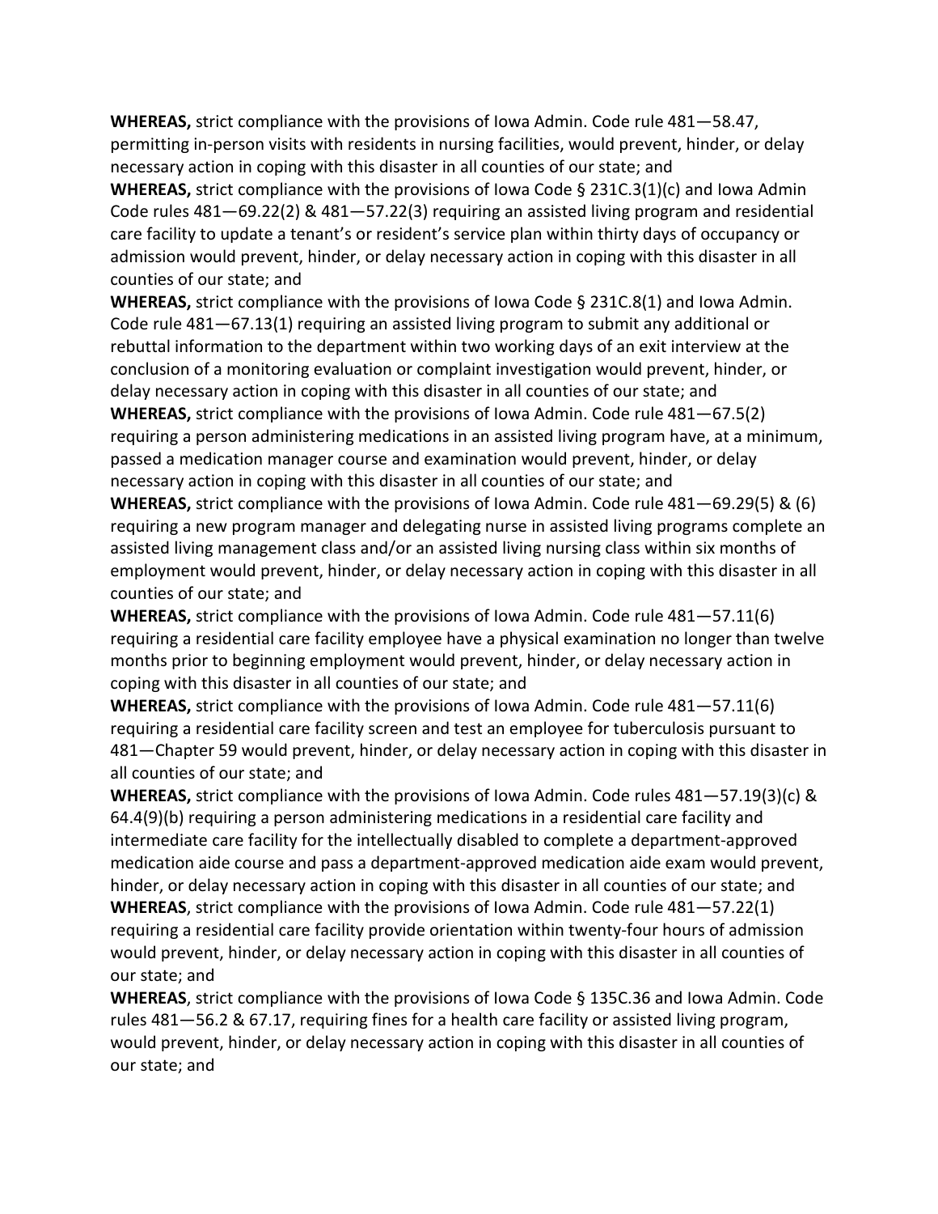**WHEREAS,** strict compliance with the provisions of Iowa Admin. Code rule 481—58.47, permitting in-person visits with residents in nursing facilities, would prevent, hinder, or delay necessary action in coping with this disaster in all counties of our state; and

**WHEREAS,** strict compliance with the provisions of Iowa Code § 231C.3(1)(c) and Iowa Admin Code rules 481—69.22(2) & 481—57.22(3) requiring an assisted living program and residential care facility to update a tenant's or resident's service plan within thirty days of occupancy or admission would prevent, hinder, or delay necessary action in coping with this disaster in all counties of our state; and

**WHEREAS,** strict compliance with the provisions of Iowa Code § 231C.8(1) and Iowa Admin. Code rule 481—67.13(1) requiring an assisted living program to submit any additional or rebuttal information to the department within two working days of an exit interview at the conclusion of a monitoring evaluation or complaint investigation would prevent, hinder, or delay necessary action in coping with this disaster in all counties of our state; and

**WHEREAS,** strict compliance with the provisions of Iowa Admin. Code rule 481—67.5(2) requiring a person administering medications in an assisted living program have, at a minimum, passed a medication manager course and examination would prevent, hinder, or delay necessary action in coping with this disaster in all counties of our state; and

**WHEREAS,** strict compliance with the provisions of Iowa Admin. Code rule 481—69.29(5) & (6) requiring a new program manager and delegating nurse in assisted living programs complete an assisted living management class and/or an assisted living nursing class within six months of employment would prevent, hinder, or delay necessary action in coping with this disaster in all counties of our state; and

**WHEREAS,** strict compliance with the provisions of Iowa Admin. Code rule 481—57.11(6) requiring a residential care facility employee have a physical examination no longer than twelve months prior to beginning employment would prevent, hinder, or delay necessary action in coping with this disaster in all counties of our state; and

**WHEREAS,** strict compliance with the provisions of Iowa Admin. Code rule 481—57.11(6) requiring a residential care facility screen and test an employee for tuberculosis pursuant to 481—Chapter 59 would prevent, hinder, or delay necessary action in coping with this disaster in all counties of our state; and

**WHEREAS,** strict compliance with the provisions of Iowa Admin. Code rules 481—57.19(3)(c) & 64.4(9)(b) requiring a person administering medications in a residential care facility and intermediate care facility for the intellectually disabled to complete a department-approved medication aide course and pass a department-approved medication aide exam would prevent, hinder, or delay necessary action in coping with this disaster in all counties of our state; and

**WHEREAS**, strict compliance with the provisions of Iowa Admin. Code rule 481—57.22(1) requiring a residential care facility provide orientation within twenty-four hours of admission would prevent, hinder, or delay necessary action in coping with this disaster in all counties of our state; and

**WHEREAS**, strict compliance with the provisions of Iowa Code § 135C.36 and Iowa Admin. Code rules 481—56.2 & 67.17, requiring fines for a health care facility or assisted living program, would prevent, hinder, or delay necessary action in coping with this disaster in all counties of our state; and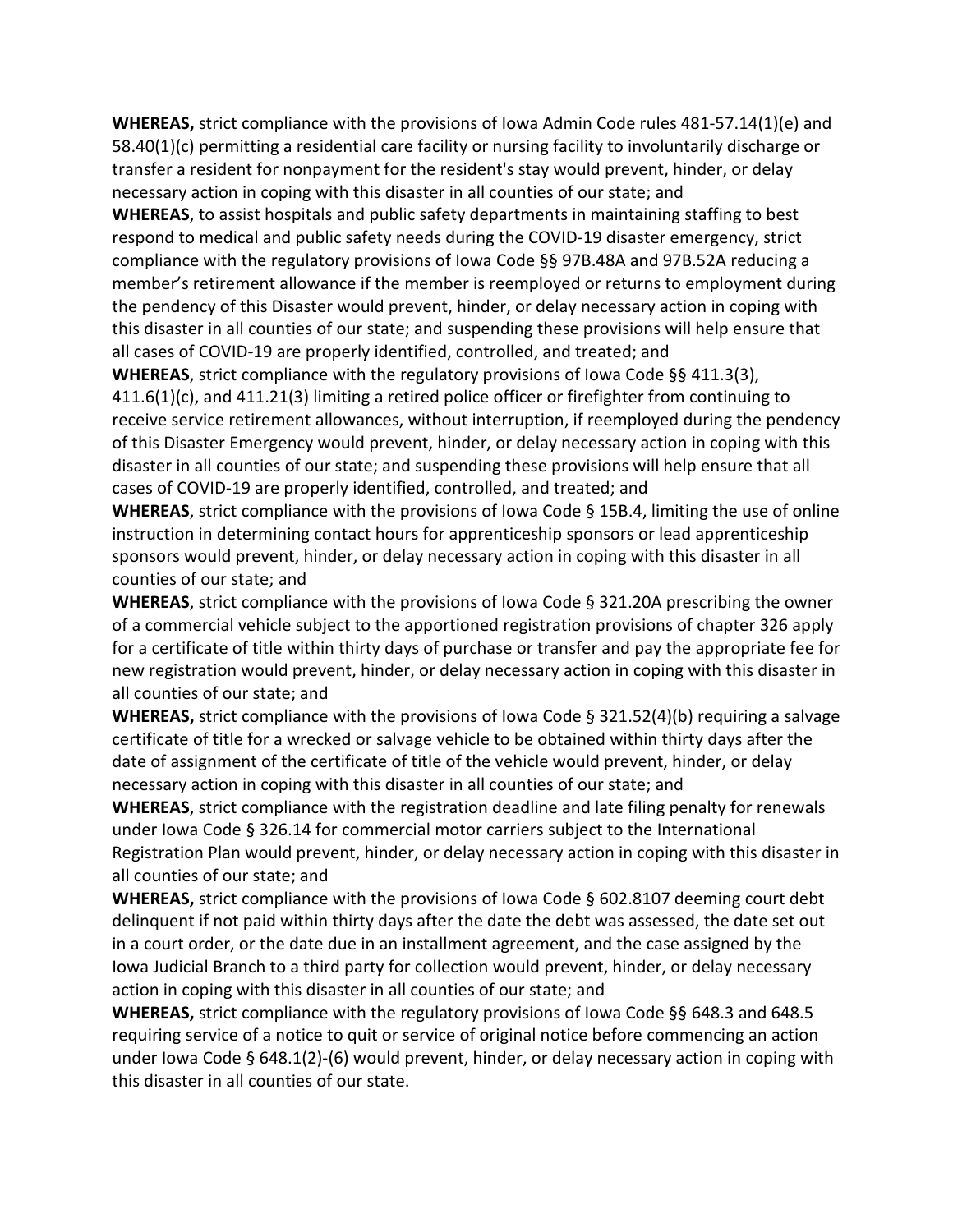**WHEREAS,** strict compliance with the provisions of Iowa Admin Code rules 481-57.14(1)(e) and 58.40(1)(c) permitting a residential care facility or nursing facility to involuntarily discharge or transfer a resident for nonpayment for the resident's stay would prevent, hinder, or delay necessary action in coping with this disaster in all counties of our state; and

**WHEREAS**, to assist hospitals and public safety departments in maintaining staffing to best respond to medical and public safety needs during the COVID-19 disaster emergency, strict compliance with the regulatory provisions of Iowa Code §§ 97B.48A and 97B.52A reducing a member's retirement allowance if the member is reemployed or returns to employment during the pendency of this Disaster would prevent, hinder, or delay necessary action in coping with this disaster in all counties of our state; and suspending these provisions will help ensure that all cases of COVID-19 are properly identified, controlled, and treated; and

**WHEREAS**, strict compliance with the regulatory provisions of Iowa Code §§ 411.3(3), 411.6(1)(c), and 411.21(3) limiting a retired police officer or firefighter from continuing to receive service retirement allowances, without interruption, if reemployed during the pendency of this Disaster Emergency would prevent, hinder, or delay necessary action in coping with this disaster in all counties of our state; and suspending these provisions will help ensure that all cases of COVID-19 are properly identified, controlled, and treated; and

**WHEREAS**, strict compliance with the provisions of Iowa Code § 15B.4, limiting the use of online instruction in determining contact hours for apprenticeship sponsors or lead apprenticeship sponsors would prevent, hinder, or delay necessary action in coping with this disaster in all counties of our state; and

**WHEREAS**, strict compliance with the provisions of Iowa Code § 321.20A prescribing the owner of a commercial vehicle subject to the apportioned registration provisions of chapter 326 apply for a certificate of title within thirty days of purchase or transfer and pay the appropriate fee for new registration would prevent, hinder, or delay necessary action in coping with this disaster in all counties of our state; and

**WHEREAS,** strict compliance with the provisions of Iowa Code § 321.52(4)(b) requiring a salvage certificate of title for a wrecked or salvage vehicle to be obtained within thirty days after the date of assignment of the certificate of title of the vehicle would prevent, hinder, or delay necessary action in coping with this disaster in all counties of our state; and

**WHEREAS**, strict compliance with the registration deadline and late filing penalty for renewals under Iowa Code § 326.14 for commercial motor carriers subject to the International Registration Plan would prevent, hinder, or delay necessary action in coping with this disaster in all counties of our state; and

**WHEREAS,** strict compliance with the provisions of Iowa Code § 602.8107 deeming court debt delinquent if not paid within thirty days after the date the debt was assessed, the date set out in a court order, or the date due in an installment agreement, and the case assigned by the Iowa Judicial Branch to a third party for collection would prevent, hinder, or delay necessary action in coping with this disaster in all counties of our state; and

**WHEREAS,** strict compliance with the regulatory provisions of Iowa Code §§ 648.3 and 648.5 requiring service of a notice to quit or service of original notice before commencing an action under Iowa Code § 648.1(2)-(6) would prevent, hinder, or delay necessary action in coping with this disaster in all counties of our state.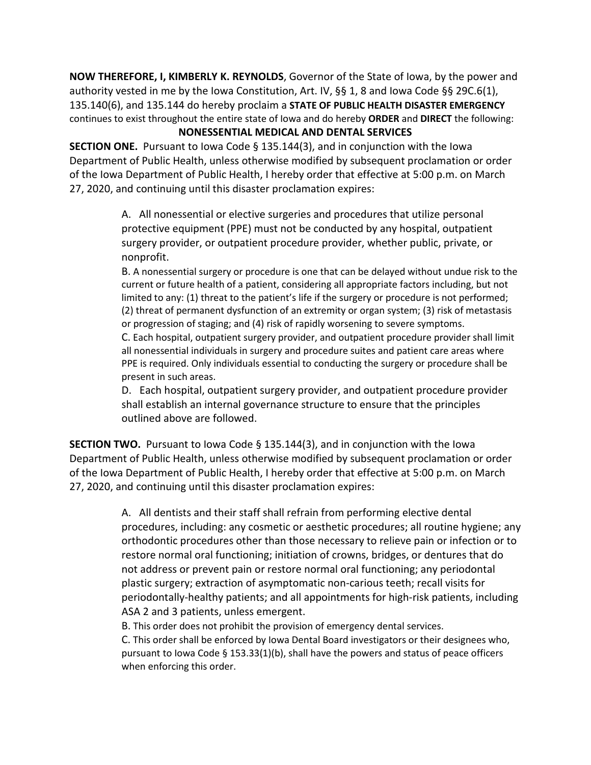**NOW THEREFORE, I, KIMBERLY K. REYNOLDS**, Governor of the State of Iowa, by the power and authority vested in me by the Iowa Constitution, Art. IV, §§ 1, 8 and Iowa Code §§ 29C.6(1), 135.140(6), and 135.144 do hereby proclaim a **STATE OF PUBLIC HEALTH DISASTER EMERGENCY** continues to exist throughout the entire state of Iowa and do hereby **ORDER** and **DIRECT** the following:

## NONESSENTIAL MEDICAL AND DENTAL SERVICES

**SECTION ONE.** Pursuant to Iowa Code § 135.144(3), and in conjunction with the Iowa Department of Public Health, unless otherwise modified by subsequent proclamation or order of the Iowa Department of Public Health, I hereby order that effective at 5:00 p.m. on March 27, 2020, and continuing until this disaster proclamation expires:

A. All nonessential or elective surgeries and procedures that utilize personal protective equipment (PPE) must not be conducted by any hospital, outpatient surgery provider, or outpatient procedure provider, whether public, private, or nonprofit.

B. A nonessential surgery or procedure is one that can be delayed without undue risk to the current or future health of a patient, considering all appropriate factors including, but not limited to any: (1) threat to the patient's life if the surgery or procedure is not performed; (2) threat of permanent dysfunction of an extremity or organ system; (3) risk of metastasis or progression of staging; and (4) risk of rapidly worsening to severe symptoms.

C. Each hospital, outpatient surgery provider, and outpatient procedure provider shall limit all nonessential individuals in surgery and procedure suites and patient care areas where PPE is required. Only individuals essential to conducting the surgery or procedure shall be present in such areas.

D. Each hospital, outpatient surgery provider, and outpatient procedure provider shall establish an internal governance structure to ensure that the principles outlined above are followed.

**SECTION TWO.** Pursuant to Iowa Code § 135.144(3), and in conjunction with the Iowa Department of Public Health, unless otherwise modified by subsequent proclamation or order of the Iowa Department of Public Health, I hereby order that effective at 5:00 p.m. on March 27, 2020, and continuing until this disaster proclamation expires:

A. All dentists and their staff shall refrain from performing elective dental procedures, including: any cosmetic or aesthetic procedures; all routine hygiene; any orthodontic procedures other than those necessary to relieve pain or infection or to restore normal oral functioning; initiation of crowns, bridges, or dentures that do not address or prevent pain or restore normal oral functioning; any periodontal plastic surgery; extraction of asymptomatic non-carious teeth; recall visits for periodontally-healthy patients; and all appointments for high-risk patients, including ASA 2 and 3 patients, unless emergent.

B. This order does not prohibit the provision of emergency dental services.

C. This order shall be enforced by Iowa Dental Board investigators or their designees who, pursuant to Iowa Code § 153.33(1)(b), shall have the powers and status of peace officers when enforcing this order.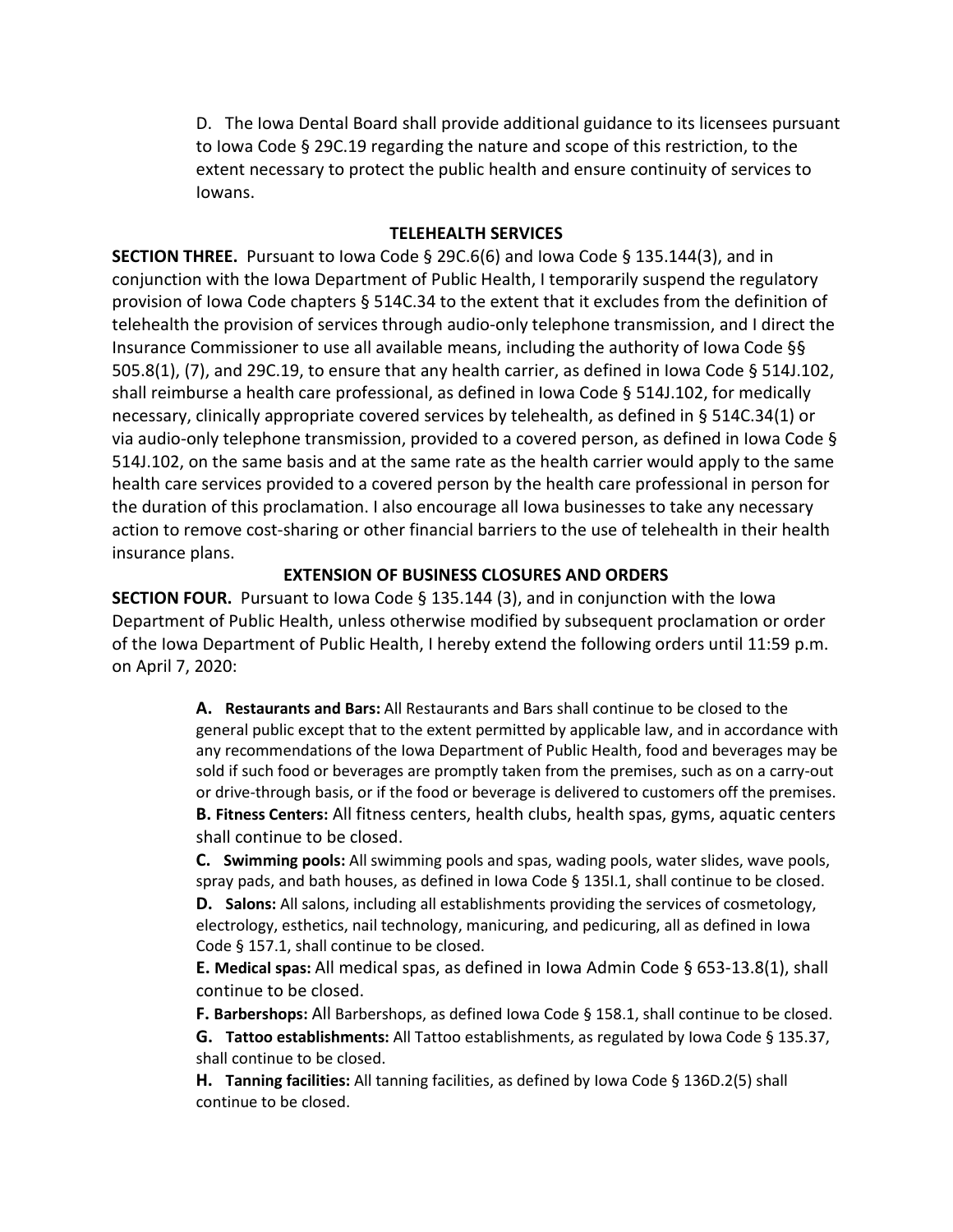D. The Iowa Dental Board shall provide additional guidance to its licensees pursuant to Iowa Code § 29C.19 regarding the nature and scope of this restriction, to the extent necessary to protect the public health and ensure continuity of services to Iowans.

## TELEHEALTH SERVICES

**SECTION THREE.** Pursuant to Iowa Code § 29C.6(6) and Iowa Code § 135.144(3), and in conjunction with the Iowa Department of Public Health, I temporarily suspend the regulatory provision of Iowa Code chapters § 514C.34 to the extent that it excludes from the definition of telehealth the provision of services through audio-only telephone transmission, and I direct the Insurance Commissioner to use all available means, including the authority of Iowa Code §§ 505.8(1), (7), and 29C.19, to ensure that any health carrier, as defined in Iowa Code § 514J.102, shall reimburse a health care professional, as defined in Iowa Code § 514J.102, for medically necessary, clinically appropriate covered services by telehealth, as defined in § 514C.34(1) or via audio-only telephone transmission, provided to a covered person, as defined in Iowa Code § 514J.102, on the same basis and at the same rate as the health carrier would apply to the same health care services provided to a covered person by the health care professional in person for the duration of this proclamation. I also encourage all Iowa businesses to take any necessary action to remove cost-sharing or other financial barriers to the use of telehealth in their health insurance plans.

## EXTENSION OF BUSINESS CLOSURES AND ORDERS

**SECTION FOUR.** Pursuant to Iowa Code § 135.144 (3), and in conjunction with the Iowa Department of Public Health, unless otherwise modified by subsequent proclamation or order of the Iowa Department of Public Health, I hereby extend the following orders until 11:59 p.m. on April 7, 2020:

**A. Restaurants and Bars:** All Restaurants and Bars shall continue to be closed to the general public except that to the extent permitted by applicable law, and in accordance with any recommendations of the Iowa Department of Public Health, food and beverages may be sold if such food or beverages are promptly taken from the premises, such as on a carry-out or drive-through basis, or if the food or beverage is delivered to customers off the premises.

**B. Fitness Centers:** All fitness centers, health clubs, health spas, gyms, aquatic centers shall continue to be closed.

**C. Swimming pools:** All swimming pools and spas, wading pools, water slides, wave pools, spray pads, and bath houses, as defined in Iowa Code § 135I.1, shall continue to be closed.

**D. Salons:** All salons, including all establishments providing the services of cosmetology, electrology, esthetics, nail technology, manicuring, and pedicuring, all as defined in Iowa Code § 157.1, shall continue to be closed.

**E. Medical spas:** All medical spas, as defined in Iowa Admin Code § 653-13.8(1), shall continue to be closed.

**F. Barbershops:** All Barbershops, as defined Iowa Code § 158.1, shall continue to be closed.

**G. Tattoo establishments:** All Tattoo establishments, as regulated by Iowa Code § 135.37, shall continue to be closed.

**H. Tanning facilities:** All tanning facilities, as defined by Iowa Code § 136D.2(5) shall continue to be closed.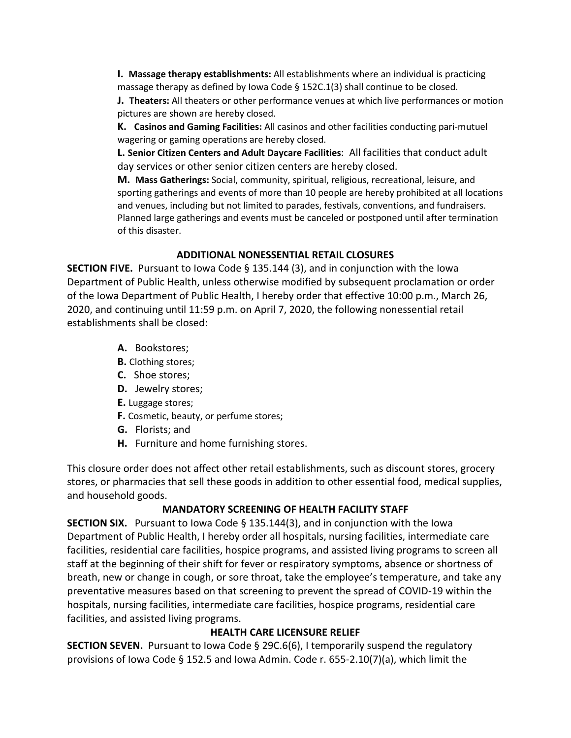**I. Massage therapy establishments:** All establishments where an individual is practicing massage therapy as defined by Iowa Code § 152C.1(3) shall continue to be closed.

**J. Theaters:** All theaters or other performance venues at which live performances or motion pictures are shown are hereby closed.

**K. Casinos and Gaming Facilities:** All casinos and other facilities conducting pari-mutuel wagering or gaming operations are hereby closed.

**L. Senior Citizen Centers and Adult Daycare Facilities**: All facilities that conduct adult day services or other senior citizen centers are hereby closed.

**M. Mass Gatherings:** Social, community, spiritual, religious, recreational, leisure, and sporting gatherings and events of more than 10 people are hereby prohibited at all locations and venues, including but not limited to parades, festivals, conventions, and fundraisers. Planned large gatherings and events must be canceled or postponed until after termination of this disaster.

### ADDITIONAL NONESSENTIAL RETAIL CLOSURES

**SECTION FIVE.** Pursuant to Iowa Code § 135.144 (3), and in conjunction with the Iowa Department of Public Health, unless otherwise modified by subsequent proclamation or order of the Iowa Department of Public Health, I hereby order that effective 10:00 p.m., March 26, 2020, and continuing until 11:59 p.m. on April 7, 2020, the following nonessential retail establishments shall be closed:

- **A.** Bookstores;
- **B.** Clothing stores;
- **C.** Shoe stores;
- **D.** Jewelry stores;
- **E.** Luggage stores;
- **F.** Cosmetic, beauty, or perfume stores;
- **G.** Florists; and
- **H.** Furniture and home furnishing stores.

This closure order does not affect other retail establishments, such as discount stores, grocery stores, or pharmacies that sell these goods in addition to other essential food, medical supplies, and household goods.

### MANDATORY SCREENING OF HEALTH FACILITY STAFF

**SECTION SIX.** Pursuant to Iowa Code § 135.144(3), and in conjunction with the Iowa Department of Public Health, I hereby order all hospitals, nursing facilities, intermediate care facilities, residential care facilities, hospice programs, and assisted living programs to screen all staff at the beginning of their shift for fever or respiratory symptoms, absence or shortness of breath, new or change in cough, or sore throat, take the employee's temperature, and take any preventative measures based on that screening to prevent the spread of COVID-19 within the hospitals, nursing facilities, intermediate care facilities, hospice programs, residential care facilities, and assisted living programs.

### HEALTH CARE LICENSURE RELIEF

**SECTION SEVEN.** Pursuant to Iowa Code § 29C.6(6), I temporarily suspend the regulatory provisions of Iowa Code § 152.5 and Iowa Admin. Code r. 655-2.10(7)(a), which limit the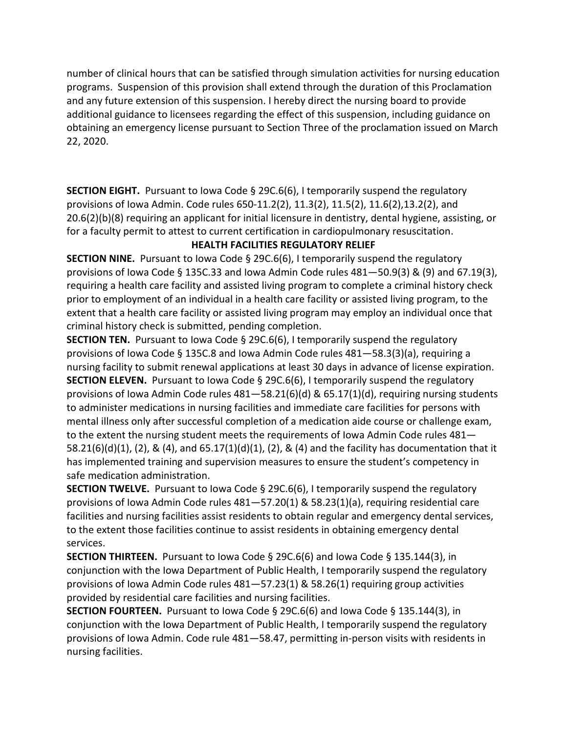number of clinical hours that can be satisfied through simulation activities for nursing education programs. Suspension of this provision shall extend through the duration of this Proclamation and any future extension of this suspension. I hereby direct the nursing board to provide additional guidance to licensees regarding the effect of this suspension, including guidance on obtaining an emergency license pursuant to Section Three of the proclamation issued on March 22, 2020.

**SECTION EIGHT.** Pursuant to Iowa Code § 29C.6(6), I temporarily suspend the regulatory provisions of Iowa Admin. Code rules 650-11.2(2), 11.3(2), 11.5(2), 11.6(2),13.2(2), and 20.6(2)(b)(8) requiring an applicant for initial licensure in dentistry, dental hygiene, assisting, or for a faculty permit to attest to current certification in cardiopulmonary resuscitation.

**HEALTH FACILITIES REGULATORY RELIEF**

**SECTION NINE.** Pursuant to Iowa Code § 29C.6(6), I temporarily suspend the regulatory provisions of Iowa Code § 135C.33 and Iowa Admin Code rules 481—50.9(3) & (9) and 67.19(3), requiring a health care facility and assisted living program to complete a criminal history check prior to employment of an individual in a health care facility or assisted living program, to the extent that a health care facility or assisted living program may employ an individual once that criminal history check is submitted, pending completion.

**SECTION TEN.** Pursuant to Iowa Code § 29C.6(6), I temporarily suspend the regulatory provisions of Iowa Code § 135C.8 and Iowa Admin Code rules 481—58.3(3)(a), requiring a nursing facility to submit renewal applications at least 30 days in advance of license expiration.

**SECTION ELEVEN.** Pursuant to Iowa Code § 29C.6(6), I temporarily suspend the regulatory provisions of Iowa Admin Code rules 481—58.21(6)(d) & 65.17(1)(d), requiring nursing students to administer medications in nursing facilities and immediate care facilities for persons with mental illness only after successful completion of a medication aide course or challenge exam, to the extent the nursing student meets the requirements of Iowa Admin Code rules 481—58.21(6)(d)(1), (2), & (4), and 65.17(1)(d)(1), (2), & (4) and the facility has documentation that it has implemented training and supervision measures to ensure the student's competency in safe medication administration.

**SECTION TWELVE.** Pursuant to Iowa Code § 29C.6(6), I temporarily suspend the regulatory provisions of Iowa Admin Code rules 481—57.20(1) & 58.23(1)(a), requiring residential care facilities and nursing facilities assist residents to obtain regular and emergency dental services, to the extent those facilities continue to assist residents in obtaining emergency dental services.

**SECTION THIRTEEN.** Pursuant to Iowa Code § 29C.6(6) and Iowa Code § 135.144(3), in conjunction with the Iowa Department of Public Health, I temporarily suspend the regulatory provisions of Iowa Admin Code rules 481—57.23(1) & 58.26(1) requiring group activities provided by residential care facilities and nursing facilities.

**SECTION FOURTEEN.** Pursuant to Iowa Code § 29C.6(6) and Iowa Code § 135.144(3), in conjunction with the Iowa Department of Public Health, I temporarily suspend the regulatory provisions of Iowa Admin. Code rule 481—58.47, permitting in-person visits with residents in nursing facilities.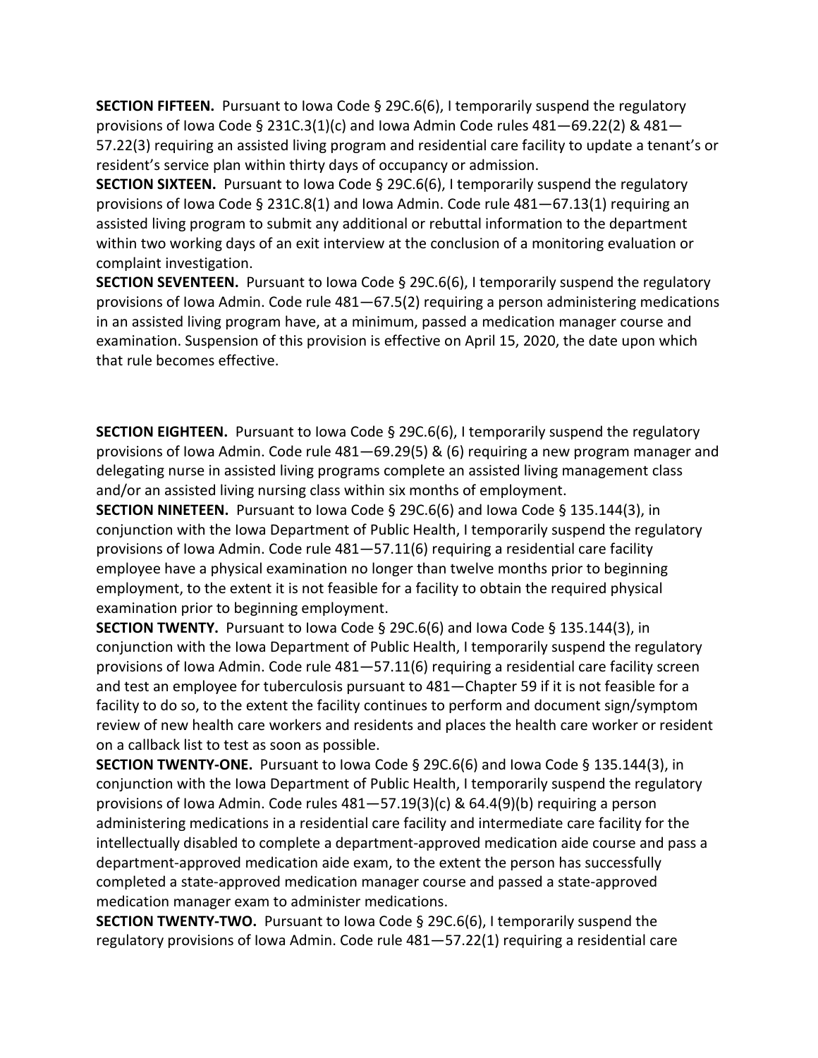**SECTION FIFTEEN.** Pursuant to Iowa Code § 29C.6(6), I temporarily suspend the regulatory provisions of Iowa Code § 231C.3(1)(c) and Iowa Admin Code rules 481—69.22(2) & 481—57.22(3) requiring an assisted living program and residential care facility to update a tenant's or resident's service plan within thirty days of occupancy or admission.

**SECTION SIXTEEN.** Pursuant to Iowa Code § 29C.6(6), I temporarily suspend the regulatory provisions of Iowa Code § 231C.8(1) and Iowa Admin. Code rule 481—67.13(1) requiring an assisted living program to submit any additional or rebuttal information to the department within two working days of an exit interview at the conclusion of a monitoring evaluation or complaint investigation.

**SECTION SEVENTEEN.** Pursuant to Iowa Code § 29C.6(6), I temporarily suspend the regulatory provisions of Iowa Admin. Code rule 481—67.5(2) requiring a person administering medications in an assisted living program have, at a minimum, passed a medication manager course and examination. Suspension of this provision is effective on April 15, 2020, the date upon which that rule becomes effective.

**SECTION EIGHTEEN.** Pursuant to Iowa Code § 29C.6(6), I temporarily suspend the regulatory provisions of Iowa Admin. Code rule 481—69.29(5) & (6) requiring a new program manager and delegating nurse in assisted living programs complete an assisted living management class and/or an assisted living nursing class within six months of employment.

**SECTION NINETEEN.** Pursuant to Iowa Code § 29C.6(6) and Iowa Code § 135.144(3), in conjunction with the Iowa Department of Public Health, I temporarily suspend the regulatory provisions of Iowa Admin. Code rule 481—57.11(6) requiring a residential care facility employee have a physical examination no longer than twelve months prior to beginning employment, to the extent it is not feasible for a facility to obtain the required physical examination prior to beginning employment.

**SECTION TWENTY.** Pursuant to Iowa Code § 29C.6(6) and Iowa Code § 135.144(3), in conjunction with the Iowa Department of Public Health, I temporarily suspend the regulatory provisions of Iowa Admin. Code rule 481—57.11(6) requiring a residential care facility screen and test an employee for tuberculosis pursuant to 481—Chapter 59 if it is not feasible for a facility to do so, to the extent the facility continues to perform and document sign/symptom review of new health care workers and residents and places the health care worker or resident on a callback list to test as soon as possible.

**SECTION TWENTY-ONE.** Pursuant to Iowa Code § 29C.6(6) and Iowa Code § 135.144(3), in conjunction with the Iowa Department of Public Health, I temporarily suspend the regulatory provisions of Iowa Admin. Code rules 481—57.19(3)(c) & 64.4(9)(b) requiring a person administering medications in a residential care facility and intermediate care facility for the intellectually disabled to complete a department-approved medication aide course and pass a department-approved medication aide exam, to the extent the person has successfully completed a state-approved medication manager course and passed a state-approved medication manager exam to administer medications.

**SECTION TWENTY-TWO.** Pursuant to Iowa Code § 29C.6(6), I temporarily suspend the regulatory provisions of Iowa Admin. Code rule 481—57.22(1) requiring a residential care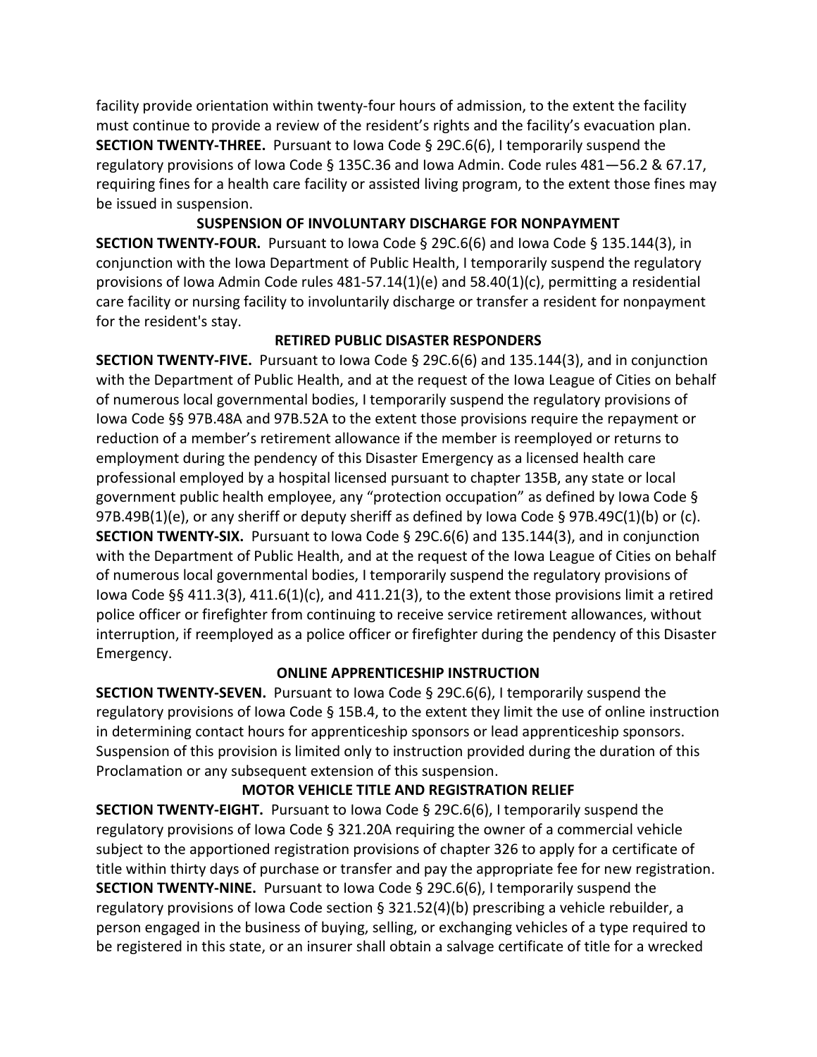facility provide orientation within twenty-four hours of admission, to the extent the facility must continue to provide a review of the resident's rights and the facility's evacuation plan.

**SECTION TWENTY-THREE.** Pursuant to Iowa Code § 29C.6(6), I temporarily suspend the regulatory provisions of Iowa Code § 135C.36 and Iowa Admin. Code rules 481—56.2 & 67.17, requiring fines for a health care facility or assisted living program, to the extent those fines may be issued in suspension.

**SUSPENSION OF INVOLUNTARY DISCHARGE FOR NONPAYMENT**

**SECTION TWENTY-FOUR.** Pursuant to Iowa Code § 29C.6(6) and Iowa Code § 135.144(3), in conjunction with the Iowa Department of Public Health, I temporarily suspend the regulatory provisions of Iowa Admin Code rules 481-57.14(1)(e) and 58.40(1)(c), permitting a residential care facility or nursing facility to involuntarily discharge or transfer a resident for nonpayment for the resident's stay.

**RETIRED PUBLIC DISASTER RESPONDERS**

**SECTION TWENTY-FIVE.** Pursuant to Iowa Code § 29C.6(6) and 135.144(3), and in conjunction with the Department of Public Health, and at the request of the Iowa League of Cities on behalf of numerous local governmental bodies, I temporarily suspend the regulatory provisions of Iowa Code §§ 97B.48A and 97B.52A to the extent those provisions require the repayment or reduction of a member's retirement allowance if the member is reemployed or returns to employment during the pendency of this Disaster Emergency as a licensed health care professional employed by a hospital licensed pursuant to chapter 135B, any state or local government public health employee, any "protection occupation" as defined by Iowa Code § 97B.49B(1)(e), or any sheriff or deputy sheriff as defined by Iowa Code § 97B.49C(1)(b) or (c).

**SECTION TWENTY-SIX.** Pursuant to Iowa Code § 29C.6(6) and 135.144(3), and in conjunction with the Department of Public Health, and at the request of the Iowa League of Cities on behalf of numerous local governmental bodies, I temporarily suspend the regulatory provisions of Iowa Code §§ 411.3(3), 411.6(1)(c), and 411.21(3), to the extent those provisions limit a retired police officer or firefighter from continuing to receive service retirement allowances, without interruption, if reemployed as a police officer or firefighter during the pendency of this Disaster Emergency.

**ONLINE APPRENTICESHIP INSTRUCTION**

**SECTION TWENTY-SEVEN.** Pursuant to Iowa Code § 29C.6(6), I temporarily suspend the regulatory provisions of Iowa Code § 15B.4, to the extent they limit the use of online instruction in determining contact hours for apprenticeship sponsors or lead apprenticeship sponsors. Suspension of this provision is limited only to instruction provided during the duration of this Proclamation or any subsequent extension of this suspension.

**MOTOR VEHICLE TITLE AND REGISTRATION RELIEF**

**SECTION TWENTY-EIGHT.** Pursuant to Iowa Code § 29C.6(6), I temporarily suspend the regulatory provisions of Iowa Code § 321.20A requiring the owner of a commercial vehicle subject to the apportioned registration provisions of chapter 326 to apply for a certificate of title within thirty days of purchase or transfer and pay the appropriate fee for new registration.

**SECTION TWENTY-NINE.** Pursuant to Iowa Code § 29C.6(6), I temporarily suspend the regulatory provisions of Iowa Code section § 321.52(4)(b) prescribing a vehicle rebuilder, a person engaged in the business of buying, selling, or exchanging vehicles of a type required to be registered in this state, or an insurer shall obtain a salvage certificate of title for a wrecked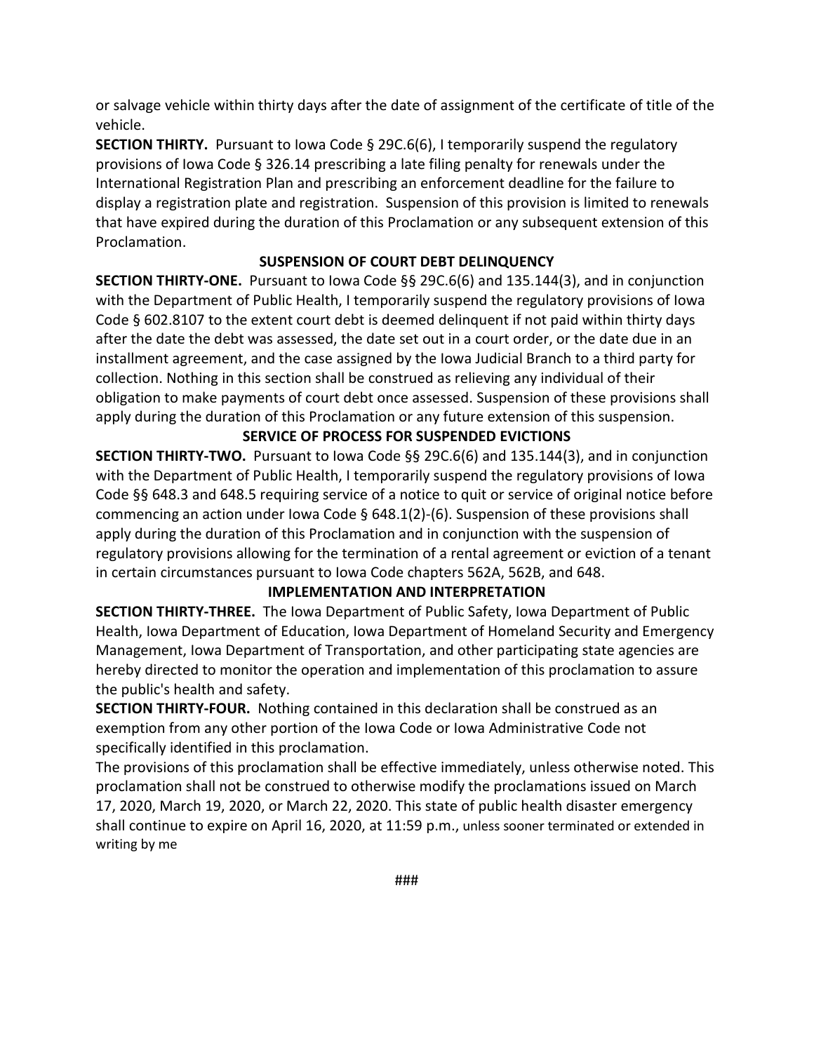or salvage vehicle within thirty days after the date of assignment of the certificate of title of the vehicle.

**SECTION THIRTY.** Pursuant to Iowa Code § 29C.6(6), I temporarily suspend the regulatory provisions of Iowa Code § 326.14 prescribing a late filing penalty for renewals under the International Registration Plan and prescribing an enforcement deadline for the failure to display a registration plate and registration. Suspension of this provision is limited to renewals that have expired during the duration of this Proclamation or any subsequent extension of this Proclamation.

**SUSPENSION OF COURT DEBT DELINQUENCY**

**SECTION THIRTY-ONE.** Pursuant to Iowa Code §§ 29C.6(6) and 135.144(3), and in conjunction with the Department of Public Health, I temporarily suspend the regulatory provisions of Iowa Code § 602.8107 to the extent court debt is deemed delinquent if not paid within thirty days after the date the debt was assessed, the date set out in a court order, or the date due in an installment agreement, and the case assigned by the Iowa Judicial Branch to a third party for collection. Nothing in this section shall be construed as relieving any individual of their obligation to make payments of court debt once assessed. Suspension of these provisions shall apply during the duration of this Proclamation or any future extension of this suspension.

**SERVICE OF PROCESS FOR SUSPENDED EVICTIONS**

**SECTION THIRTY-TWO.** Pursuant to Iowa Code §§ 29C.6(6) and 135.144(3), and in conjunction with the Department of Public Health, I temporarily suspend the regulatory provisions of Iowa Code §§ 648.3 and 648.5 requiring service of a notice to quit or service of original notice before commencing an action under Iowa Code § 648.1(2)-(6). Suspension of these provisions shall apply during the duration of this Proclamation and in conjunction with the suspension of regulatory provisions allowing for the termination of a rental agreement or eviction of a tenant in certain circumstances pursuant to Iowa Code chapters 562A, 562B, and 648.

**IMPLEMENTATION AND INTERPRETATION**

**SECTION THIRTY-THREE.** The Iowa Department of Public Safety, Iowa Department of Public Health, Iowa Department of Education, Iowa Department of Homeland Security and Emergency Management, Iowa Department of Transportation, and other participating state agencies are hereby directed to monitor the operation and implementation of this proclamation to assure the public's health and safety.

**SECTION THIRTY-FOUR.** Nothing contained in this declaration shall be construed as an exemption from any other portion of the Iowa Code or Iowa Administrative Code not specifically identified in this proclamation.

The provisions of this proclamation shall be effective immediately, unless otherwise noted. This proclamation shall not be construed to otherwise modify the proclamations issued on March 17, 2020, March 19, 2020, or March 22, 2020. This state of public health disaster emergency shall continue to expire on April 16, 2020, at 11:59 p.m., unless sooner terminated or extended in writing by me

###